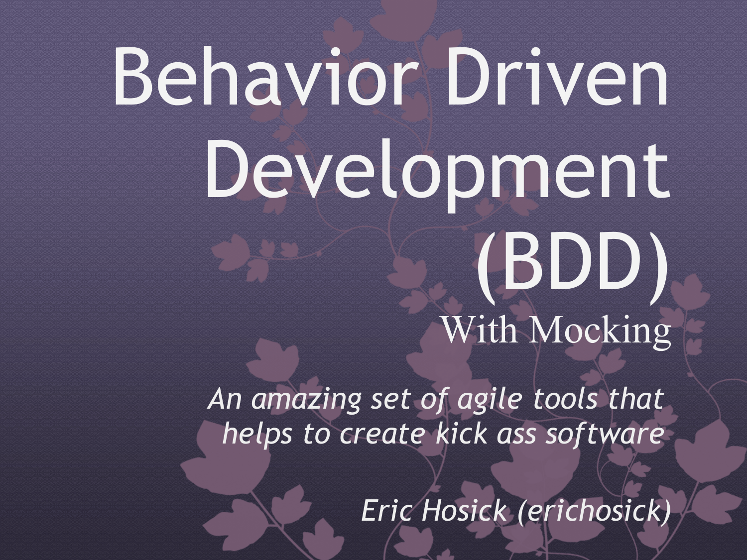# Behavior Driven Development (BDD)

## With Mocking

*An amazing set of agile tools that helps to create kick ass software*

*Eric Hosick (erichosick)*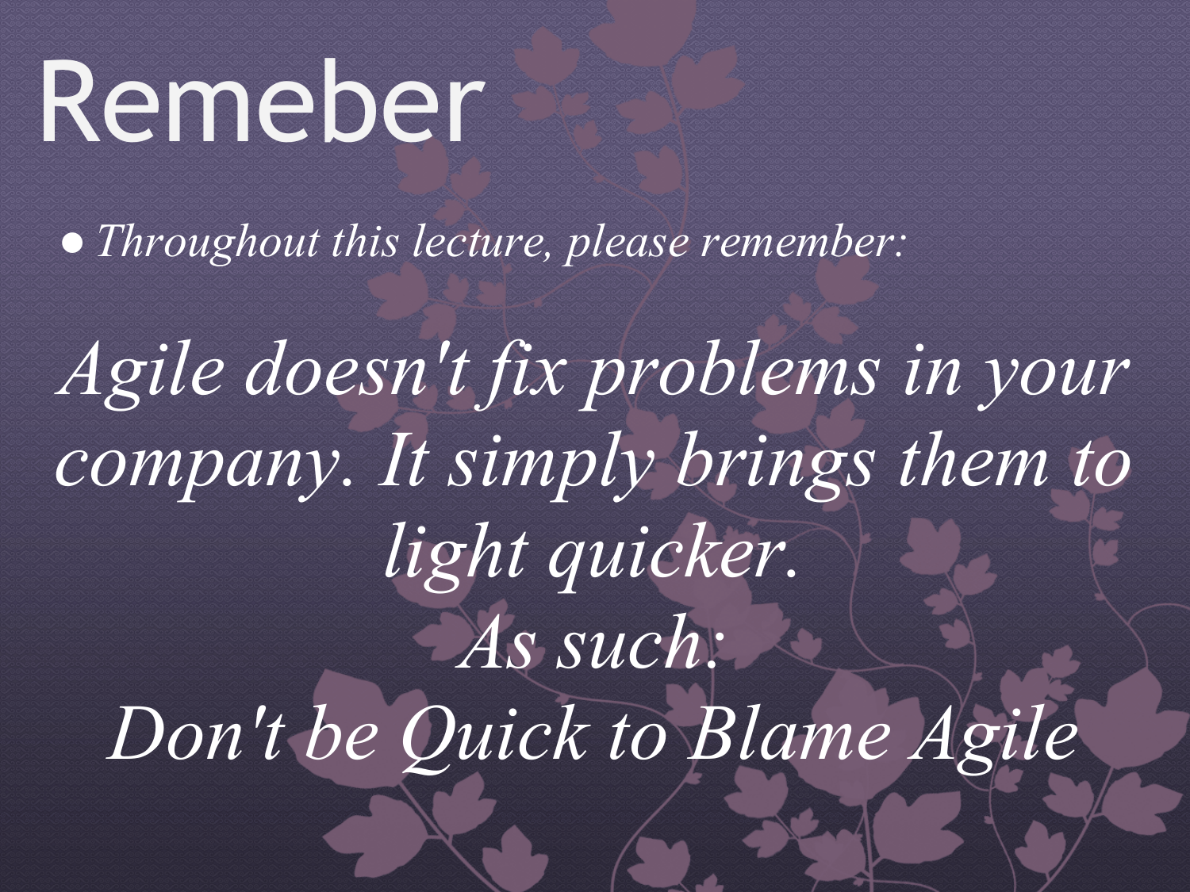# Remeber

- *Throughout this lecture, please remember:*

*Agile doesn't fix problems in your company. It simply brings them to light quicker.*
*As such:*
*Don't be Quick to Blame Agile*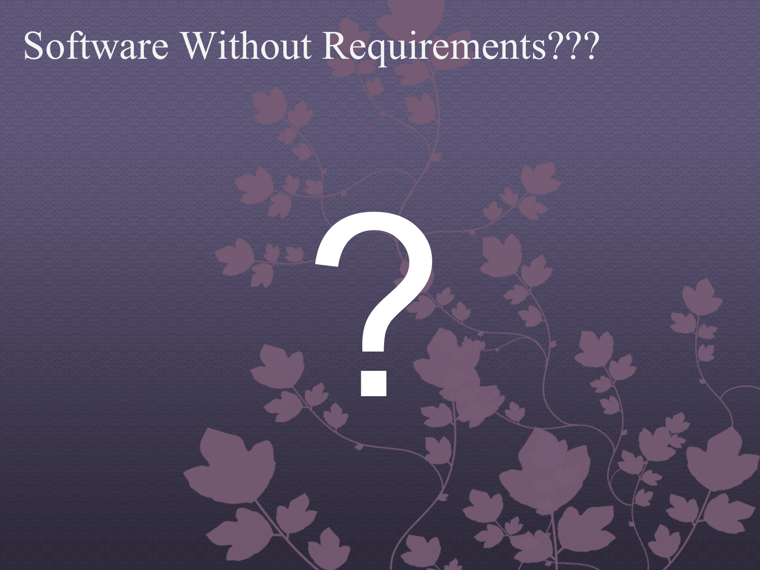# Software Without Requirements???

?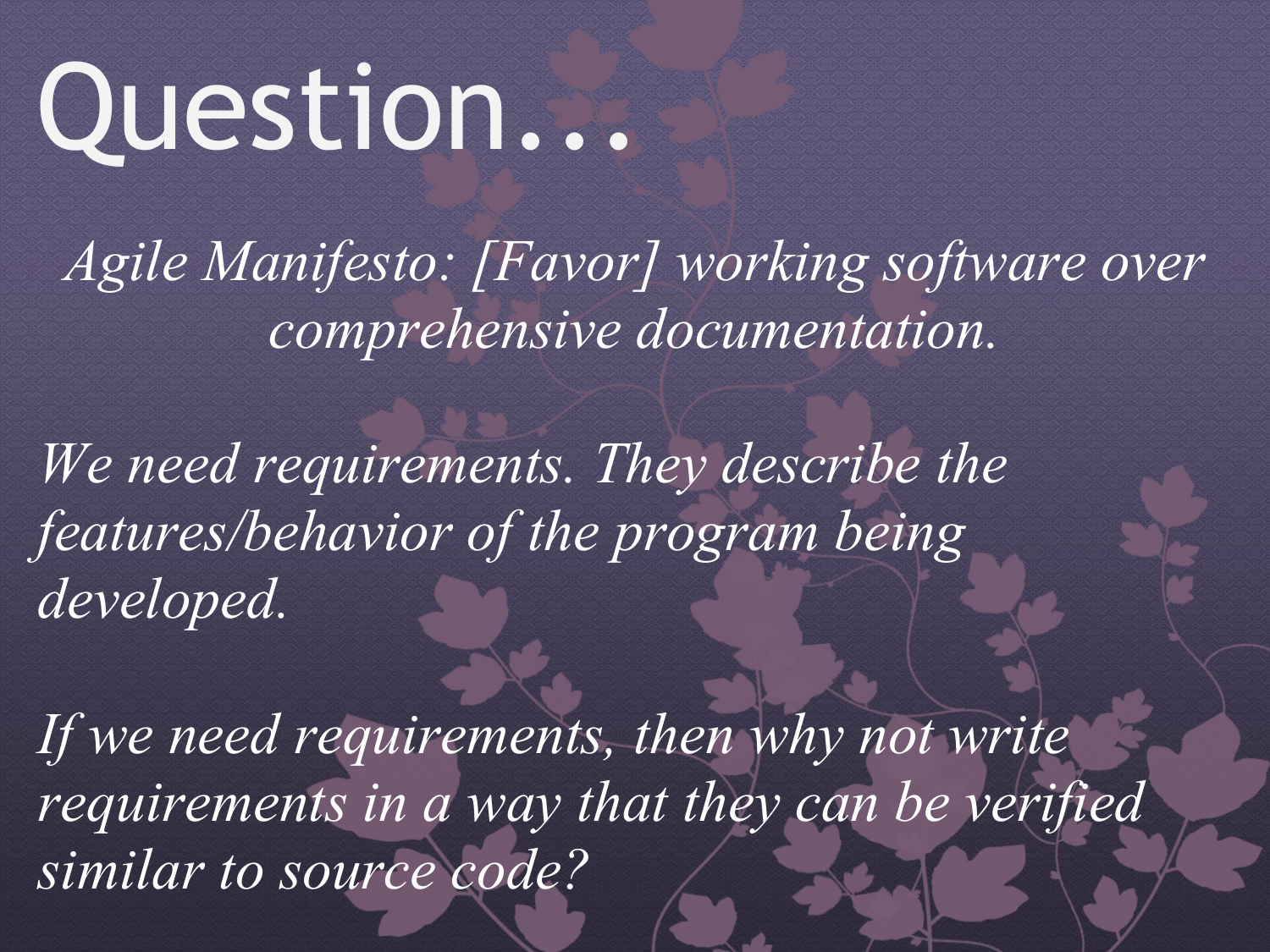# Question…

*Agile Manifesto: [Favor] working software over comprehensive documentation.*

*We need requirements. They describe the features/behavior of the program being developed.*

*If we need requirements, then why not write requirements in a way that they can be verified similar to source code?*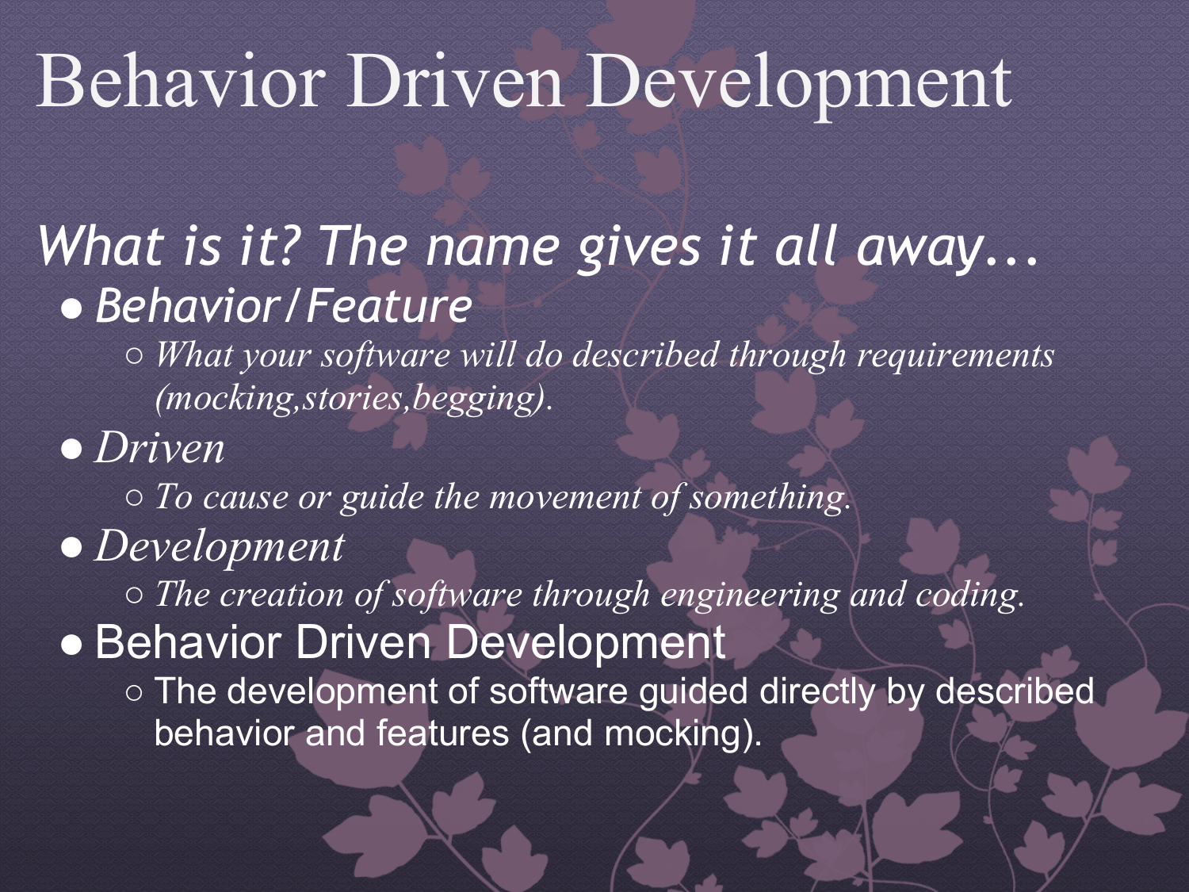# Behavior Driven Development

*What is it? The name gives it all away...*

- *Behavior/Feature*
  - *What your software will do described through requirements (mocking,stories,begging).*
- *Driven*
  - *To cause or guide the movement of something.*
- *Development*
  - *The creation of software through engineering and coding.*
- Behavior Driven Development
  - The development of software guided directly by described behavior and features (and mocking).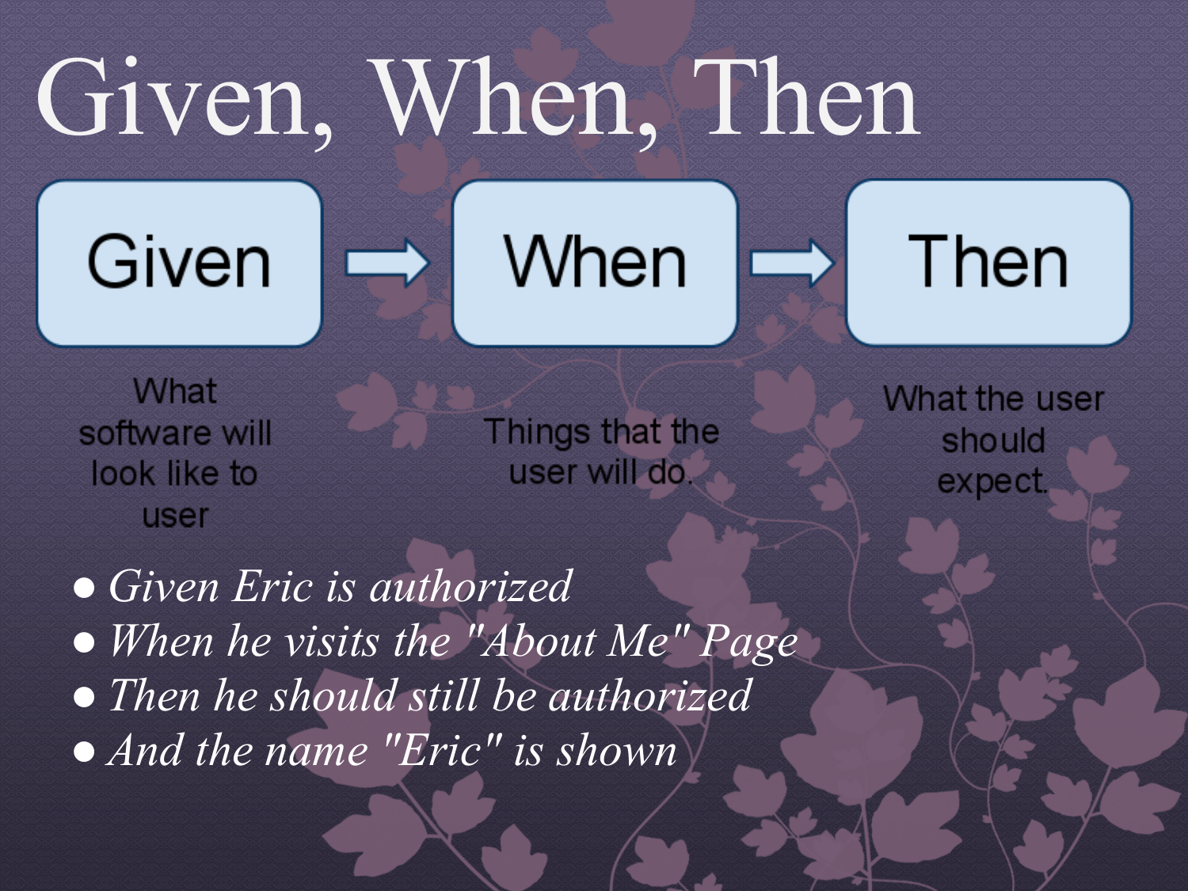# Given, When, Then

**Given** → **When** → **Then**

- **Given**: What software will look like to user
- **When**: Things that the user will do.
- **Then**: What the user should expect.

- *Given Eric is authorized*
- *When he visits the "About Me" Page*
- *Then he should still be authorized*
- *And the name "Eric" is shown*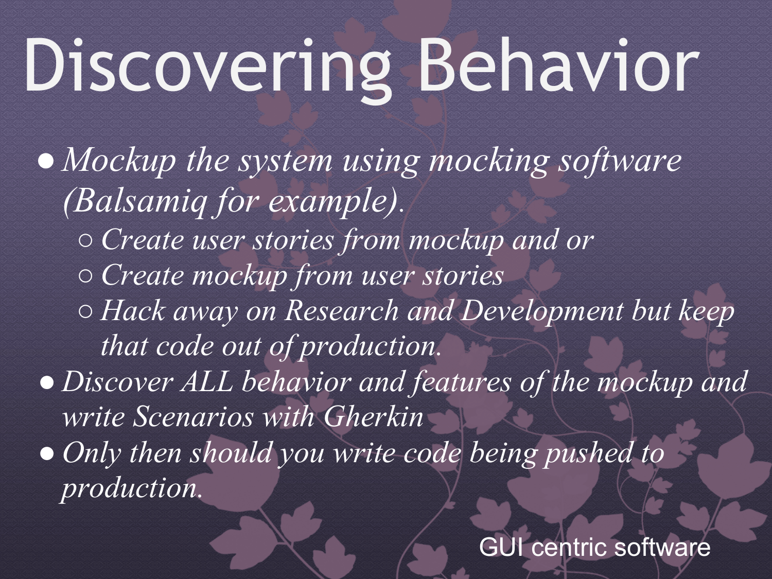# Discovering Behavior

- *Mockup the system using mocking software (Balsamiq for example).*
  - *Create user stories from mockup and or*
  - *Create mockup from user stories*
  - *Hack away on Research and Development but keep that code out of production.*
- *Discover ALL behavior and features of the mockup and write Scenarios with Gherkin*
- *Only then should you write code being pushed to production.*

GUI centric software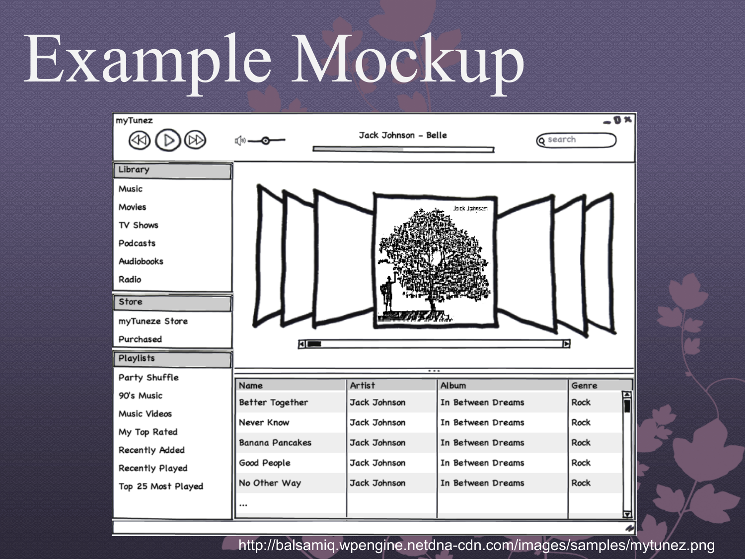# Example Mockup

myTunez

Jack Johnson - Belle

search

**Library**

- Music
- Movies
- TV Shows
- Podcasts
- Audiobooks
- Radio

**Store**

- myTuneze Store
- Purchased

**Playlists**

- Party Shuffle
- 90's Music
- Music Videos
- My Top Rated
- Recently Added
- Recently Played
- Top 25 Most Played

Jack Johnson

| Name | Artist | Album | Genre |
|---|---|---|---|
| Better Together | Jack Johnson | In Between Dreams | Rock |
| Never Know | Jack Johnson | In Between Dreams | Rock |
| Banana Pancakes | Jack Johnson | In Between Dreams | Rock |
| Good People | Jack Johnson | In Between Dreams | Rock |
| No Other Way | Jack Johnson | In Between Dreams | Rock |
| ... | | | |

http://balsamiq.wpengine.netdna-cdn.com/images/samples/mytunez.png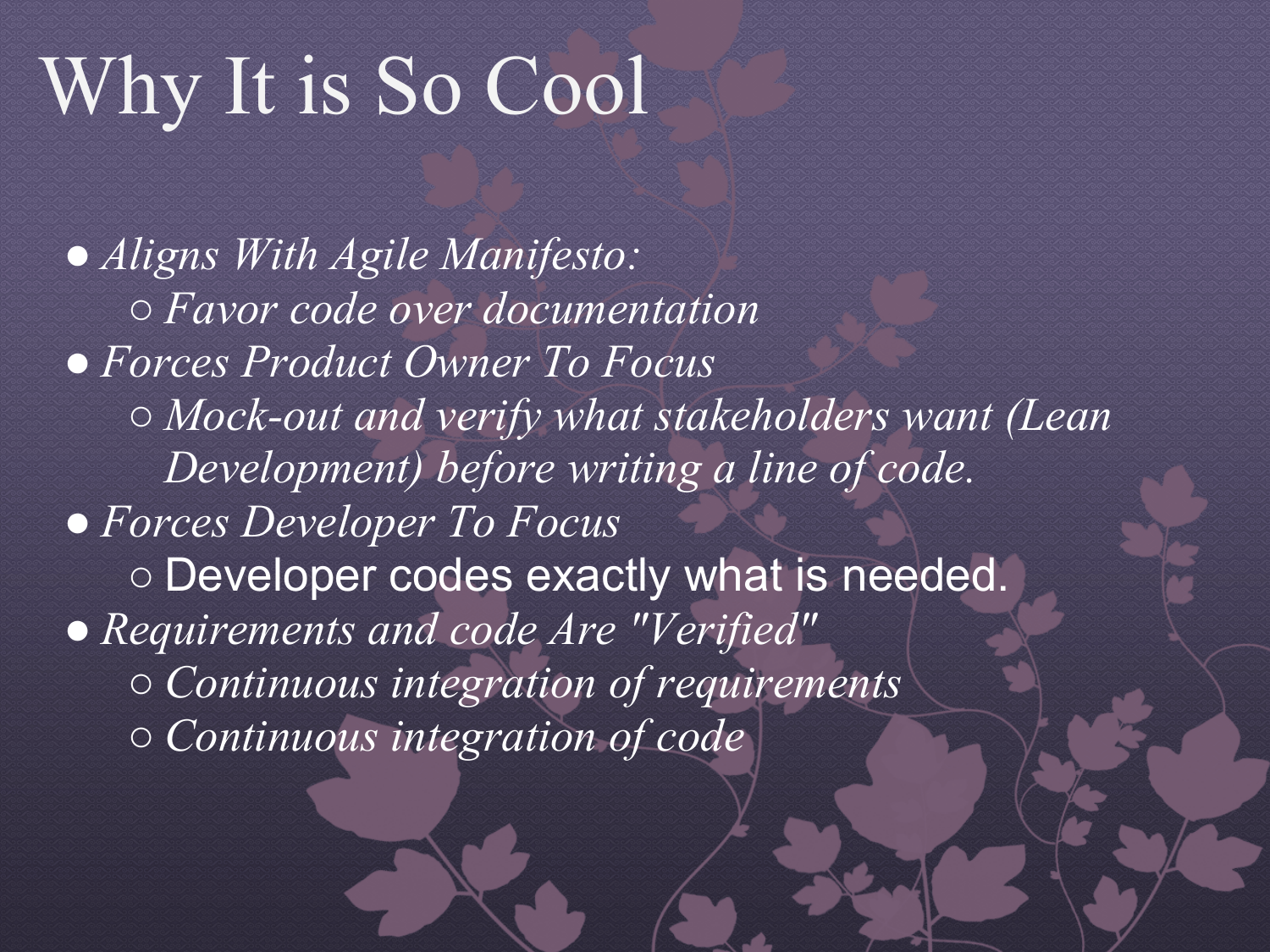# Why It is So Cool

- *Aligns With Agile Manifesto:*
  - *Favor code over documentation*
- *Forces Product Owner To Focus*
  - *Mock-out and verify what stakeholders want (Lean Development) before writing a line of code.*
- *Forces Developer To Focus*
  - Developer codes exactly what is needed.
- *Requirements and code Are "Verified"*
  - *Continuous integration of requirements*
  - *Continuous integration of code*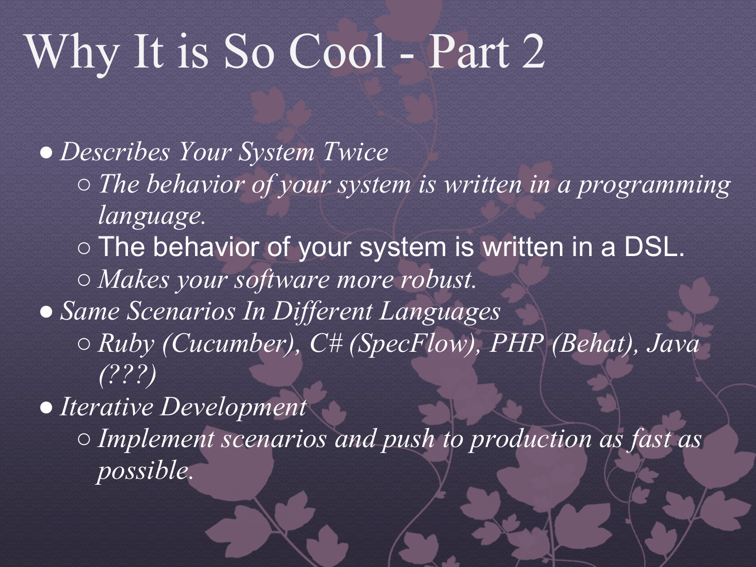# Why It is So Cool - Part 2

- *Describes Your System Twice*
  - *The behavior of your system is written in a programming language.*
  - The behavior of your system is written in a DSL.
  - *Makes your software more robust.*
- *Same Scenarios In Different Languages*
  - *Ruby (Cucumber), C# (SpecFlow), PHP (Behat), Java (???)*
- *Iterative Development*
  - *Implement scenarios and push to production as fast as possible.*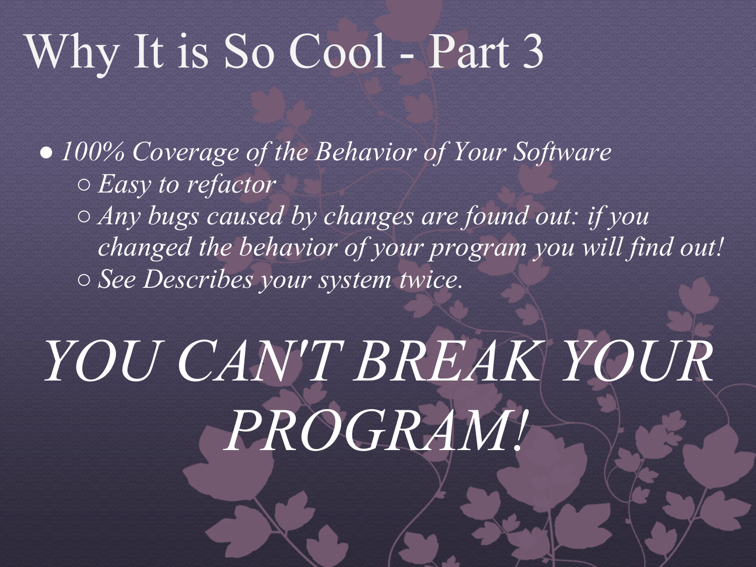# Why It is So Cool - Part 3

- *100% Coverage of the Behavior of Your Software*
  - *Easy to refactor*
  - *Any bugs caused by changes are found out: if you changed the behavior of your program you will find out!*
  - *See Describes your system twice.*

*YOU CAN'T BREAK YOUR PROGRAM!*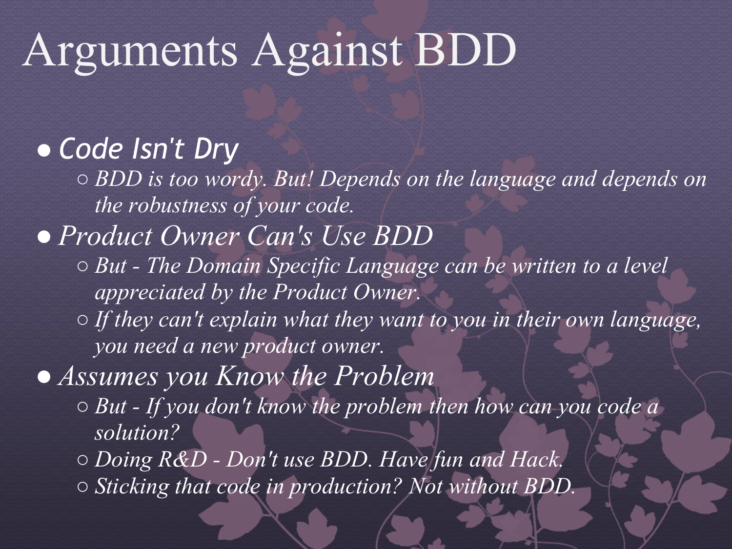# Arguments Against BDD

- *Code Isn't Dry*
  - *BDD is too wordy. But! Depends on the language and depends on the robustness of your code.*
- *Product Owner Can's Use BDD*
  - *But - The Domain Specific Language can be written to a level appreciated by the Product Owner.*
  - *If they can't explain what they want to you in their own language, you need a new product owner.*
- *Assumes you Know the Problem*
  - *But - If you don't know the problem then how can you code a solution?*
  - *Doing R&D - Don't use BDD. Have fun and Hack.*
  - *Sticking that code in production? Not without BDD.*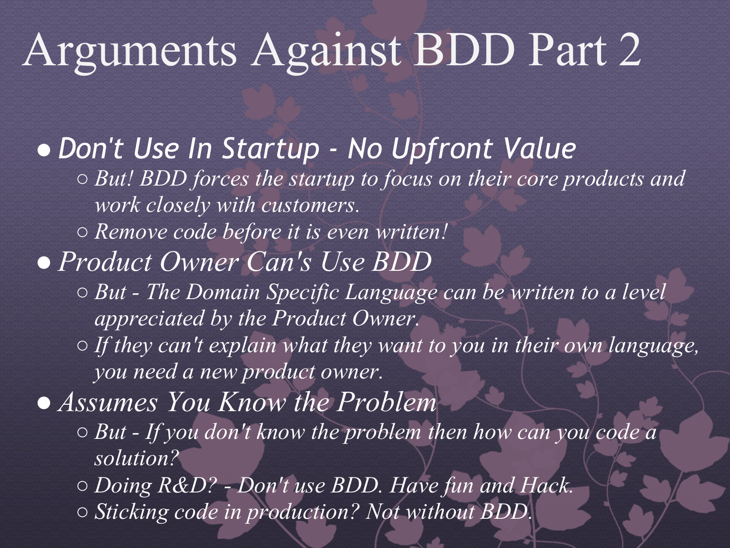# Arguments Against BDD Part 2

- *Don't Use In Startup - No Upfront Value*
  - *But! BDD forces the startup to focus on their core products and work closely with customers.*
  - *Remove code before it is even written!*
- *Product Owner Can's Use BDD*
  - *But - The Domain Specific Language can be written to a level appreciated by the Product Owner.*
  - *If they can't explain what they want to you in their own language, you need a new product owner.*
- *Assumes You Know the Problem*
  - *But - If you don't know the problem then how can you code a solution?*
  - *Doing R&D? - Don't use BDD. Have fun and Hack.*
  - *Sticking code in production? Not without BDD.*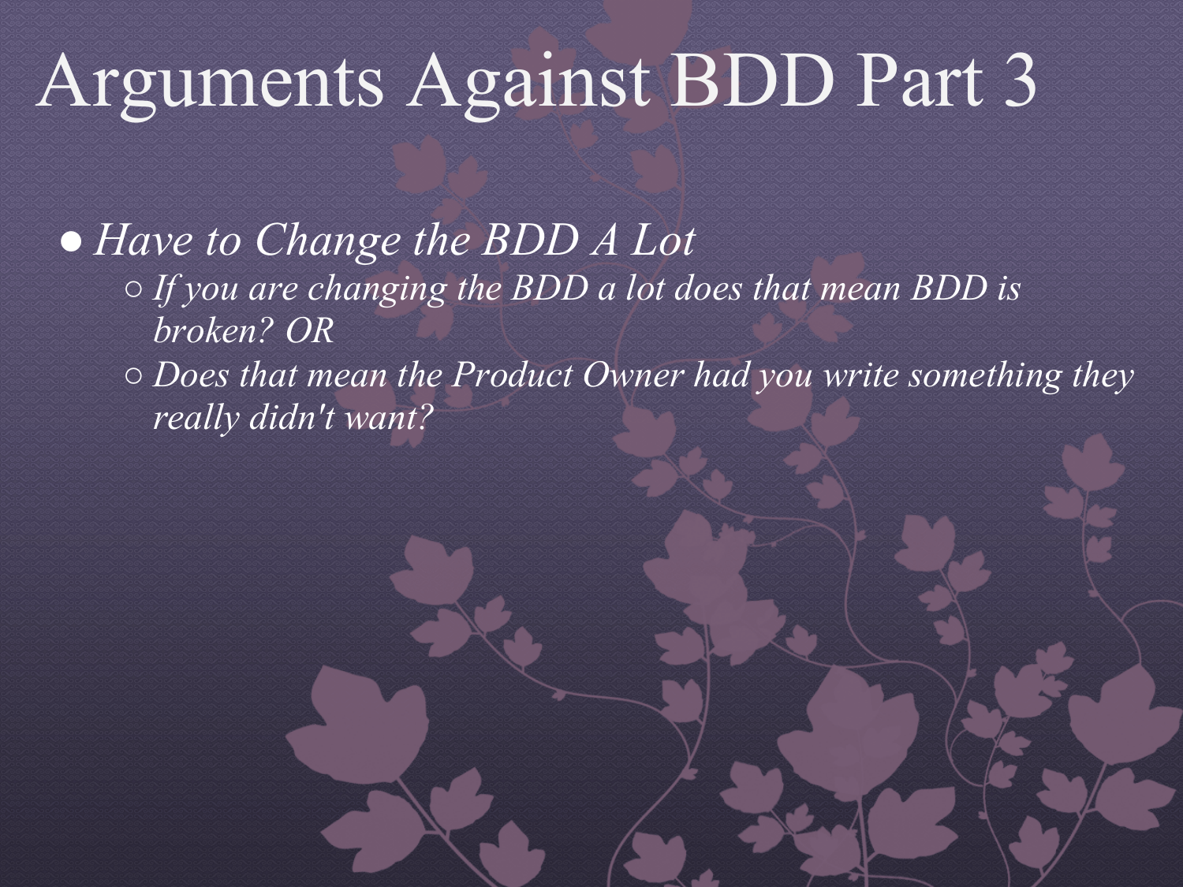# Arguments Against BDD Part 3

- *Have to Change the BDD A Lot*
  - *If you are changing the BDD a lot does that mean BDD is broken? OR*
  - *Does that mean the Product Owner had you write something they really didn't want?*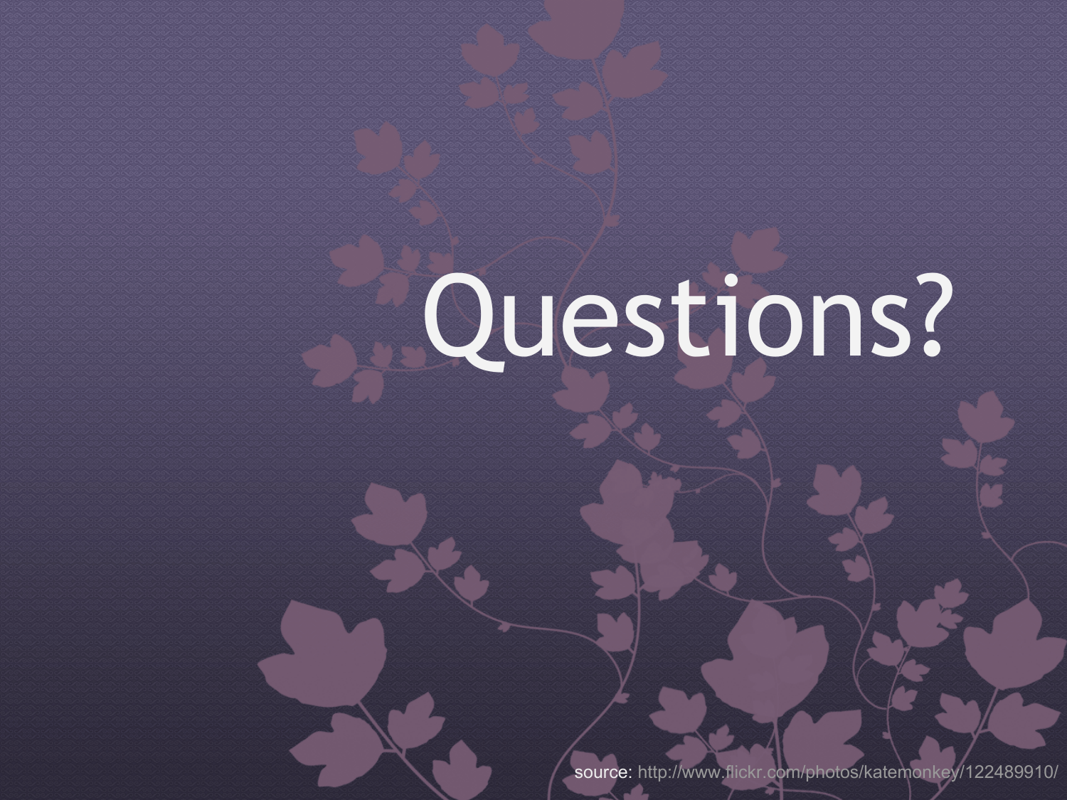# Questions?

source: http://www.flickr.com/photos/katemonkey/122489910/